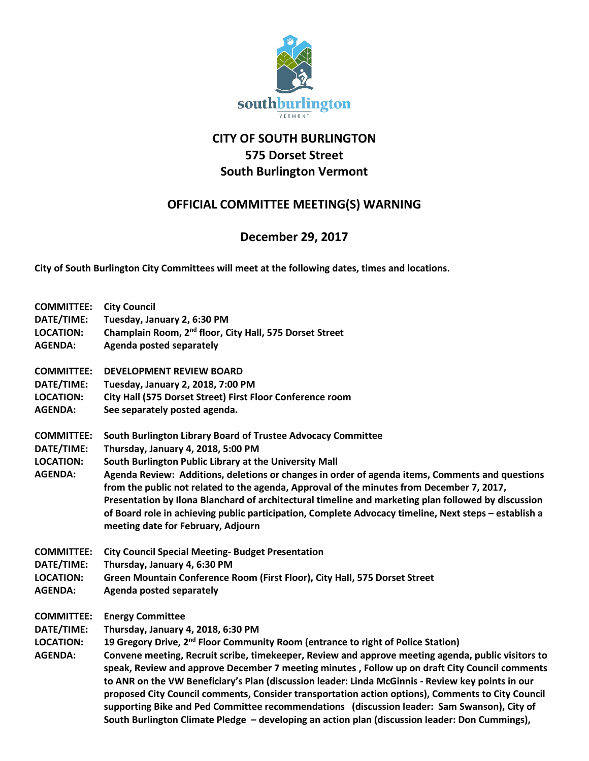# CITY OF SOUTH BURLINGTON
# 575 Dorset Street
# South Burlington Vermont

## OFFICIAL COMMITTEE MEETING(S) WARNING

## December 29, 2017

**City of South Burlington City Committees will meet at the following dates, times and locations.**

**COMMITTEE:** City Council
**DATE/TIME:** Tuesday, January 2, 6:30 PM
**LOCATION:** Champlain Room, 2nd floor, City Hall, 575 Dorset Street
**AGENDA:** Agenda posted separately

**COMMITTEE:** DEVELOPMENT REVIEW BOARD
**DATE/TIME:** Tuesday, January 2, 2018, 7:00 PM
**LOCATION:** City Hall (575 Dorset Street) First Floor Conference room
**AGENDA:** See separately posted agenda.

**COMMITTEE:** South Burlington Library Board of Trustee Advocacy Committee
**DATE/TIME:** Thursday, January 4, 2018, 5:00 PM
**LOCATION:** South Burlington Public Library at the University Mall
**AGENDA:** Agenda Review: Additions, deletions or changes in order of agenda items, Comments and questions from the public not related to the agenda, Approval of the minutes from December 7, 2017, Presentation by Ilona Blanchard of architectural timeline and marketing plan followed by discussion of Board role in achieving public participation, Complete Advocacy timeline, Next steps – establish a meeting date for February, Adjourn

**COMMITTEE:** City Council Special Meeting- Budget Presentation
**DATE/TIME:** Thursday, January 4, 6:30 PM
**LOCATION:** Green Mountain Conference Room (First Floor), City Hall, 575 Dorset Street
**AGENDA:** Agenda posted separately

**COMMITTEE:** Energy Committee
**DATE/TIME:** Thursday, January 4, 2018, 6:30 PM
**LOCATION:** 19 Gregory Drive, 2nd Floor Community Room (entrance to right of Police Station)
**AGENDA:** Convene meeting, Recruit scribe, timekeeper, Review and approve meeting agenda, public visitors to speak, Review and approve December 7 meeting minutes , Follow up on draft City Council comments to ANR on the VW Beneficiary's Plan (discussion leader: Linda McGinnis - Review key points in our proposed City Council comments, Consider transportation action options), Comments to City Council supporting Bike and Ped Committee recommendations (discussion leader: Sam Swanson), City of South Burlington Climate Pledge – developing an action plan (discussion leader: Don Cummings),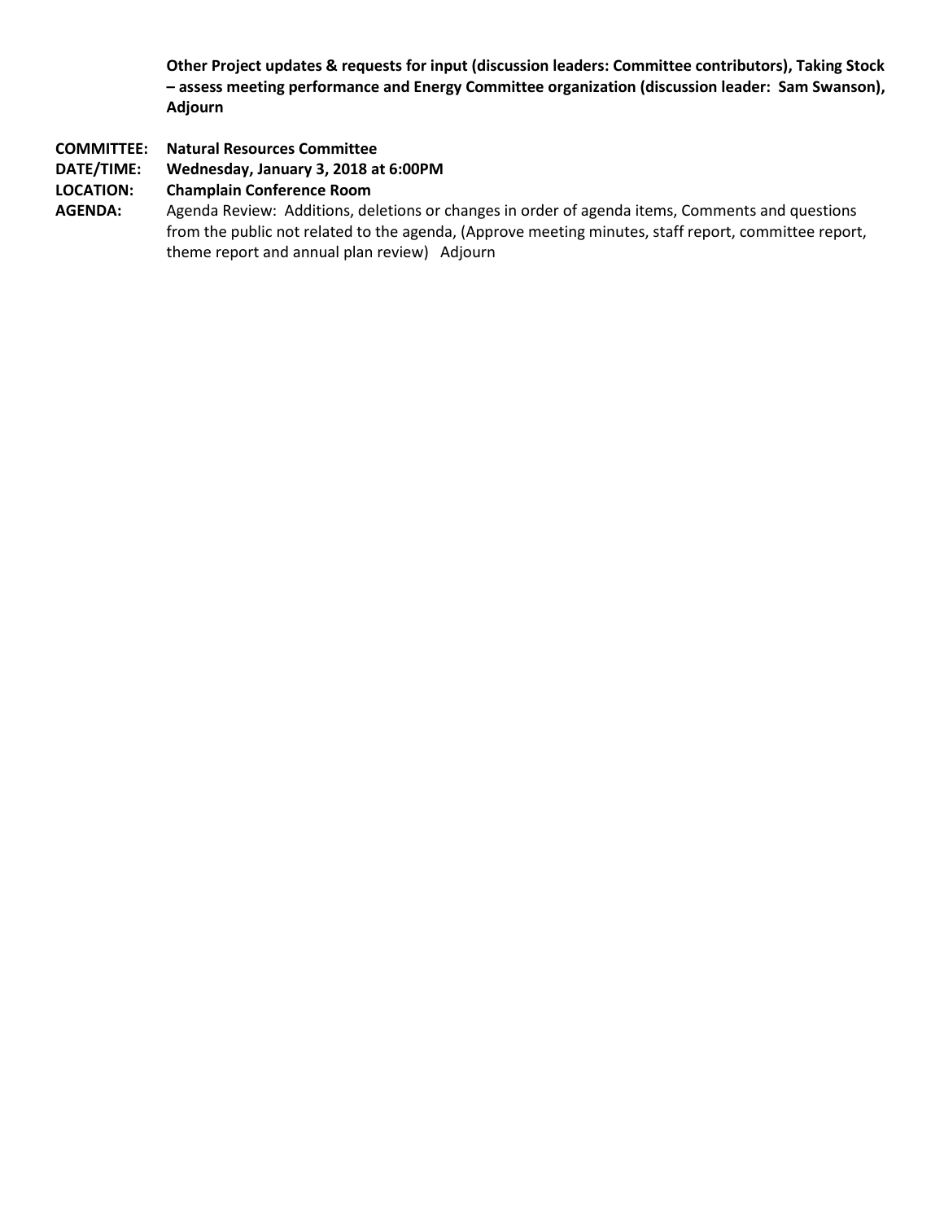**Other Project updates & requests for input (discussion leaders: Committee contributors), Taking Stock – assess meeting performance and Energy Committee organization (discussion leader: Sam Swanson), Adjourn**

**COMMITTEE: Natural Resources Committee**
**DATE/TIME: Wednesday, January 3, 2018 at 6:00PM**
**LOCATION: Champlain Conference Room**
**AGENDA:** Agenda Review: Additions, deletions or changes in order of agenda items, Comments and questions from the public not related to the agenda, (Approve meeting minutes, staff report, committee report, theme report and annual plan review) Adjourn